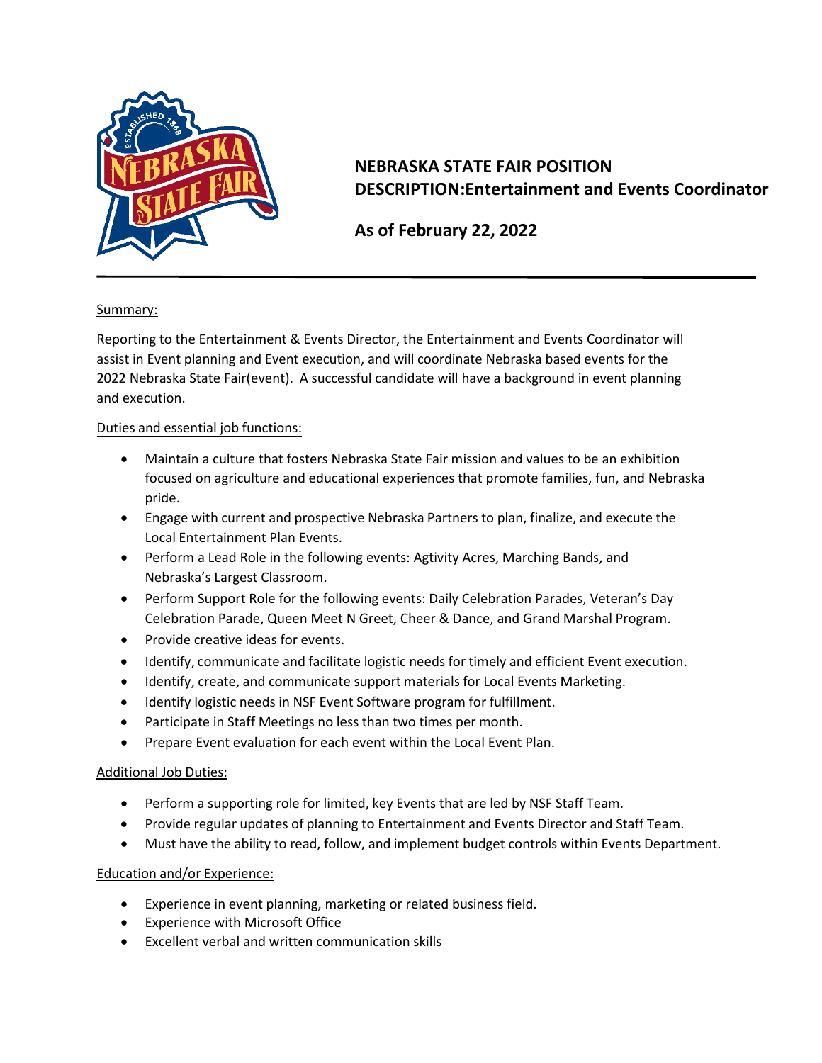# NEBRASKA STATE FAIR POSITION DESCRIPTION:Entertainment and Events Coordinator

## As of February 22, 2022

Summary:

Reporting to the Entertainment & Events Director, the Entertainment and Events Coordinator will assist in Event planning and Event execution, and will coordinate Nebraska based events for the 2022 Nebraska State Fair(event). A successful candidate will have a background in event planning and execution.

Duties and essential job functions:

- Maintain a culture that fosters Nebraska State Fair mission and values to be an exhibition focused on agriculture and educational experiences that promote families, fun, and Nebraska pride.
- Engage with current and prospective Nebraska Partners to plan, finalize, and execute the Local Entertainment Plan Events.
- Perform a Lead Role in the following events: Agtivity Acres, Marching Bands, and Nebraska's Largest Classroom.
- Perform Support Role for the following events: Daily Celebration Parades, Veteran's Day Celebration Parade, Queen Meet N Greet, Cheer & Dance, and Grand Marshal Program.
- Provide creative ideas for events.
- Identify, communicate and facilitate logistic needs for timely and efficient Event execution.
- Identify, create, and communicate support materials for Local Events Marketing.
- Identify logistic needs in NSF Event Software program for fulfillment.
- Participate in Staff Meetings no less than two times per month.
- Prepare Event evaluation for each event within the Local Event Plan.

Additional Job Duties:

- Perform a supporting role for limited, key Events that are led by NSF Staff Team.
- Provide regular updates of planning to Entertainment and Events Director and Staff Team.
- Must have the ability to read, follow, and implement budget controls within Events Department.

Education and/or Experience:

- Experience in event planning, marketing or related business field.
- Experience with Microsoft Office
- Excellent verbal and written communication skills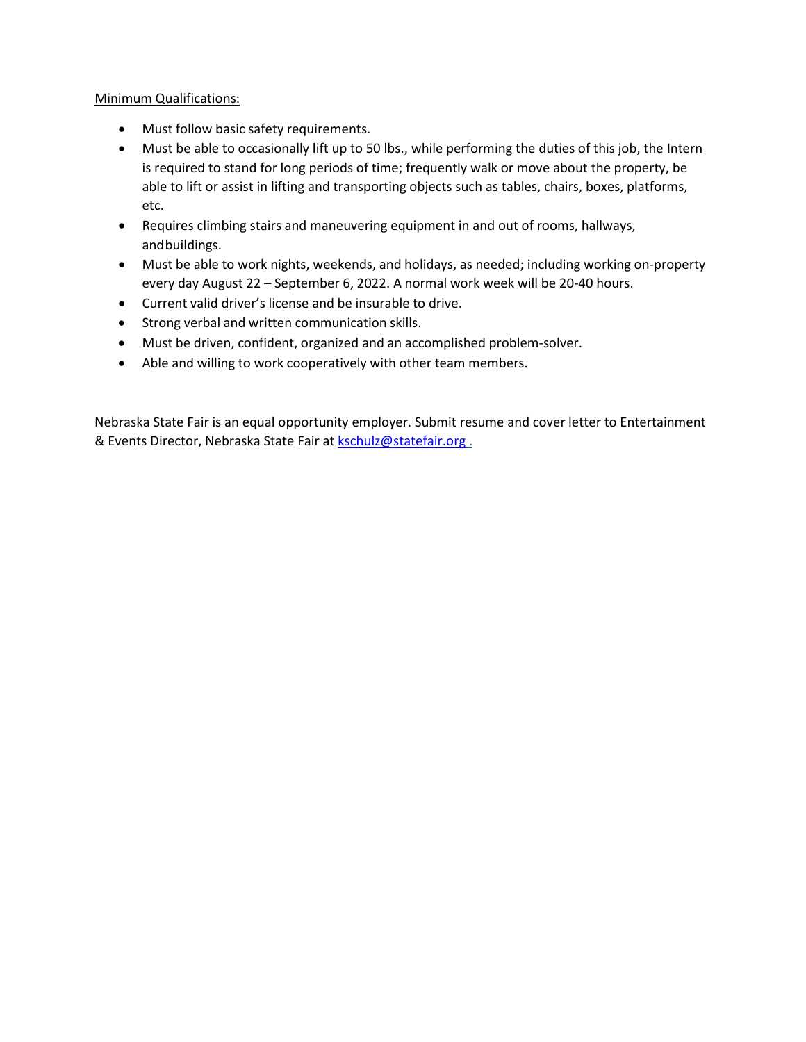Minimum Qualifications:

- Must follow basic safety requirements.
- Must be able to occasionally lift up to 50 lbs., while performing the duties of this job, the Intern is required to stand for long periods of time; frequently walk or move about the property, be able to lift or assist in lifting and transporting objects such as tables, chairs, boxes, platforms, etc.
- Requires climbing stairs and maneuvering equipment in and out of rooms, hallways, and buildings.
- Must be able to work nights, weekends, and holidays, as needed; including working on-property every day August 22 – September 6, 2022. A normal work week will be 20-40 hours.
- Current valid driver's license and be insurable to drive.
- Strong verbal and written communication skills.
- Must be driven, confident, organized and an accomplished problem-solver.
- Able and willing to work cooperatively with other team members.

Nebraska State Fair is an equal opportunity employer. Submit resume and cover letter to Entertainment & Events Director, Nebraska State Fair at kschulz@statefair.org .